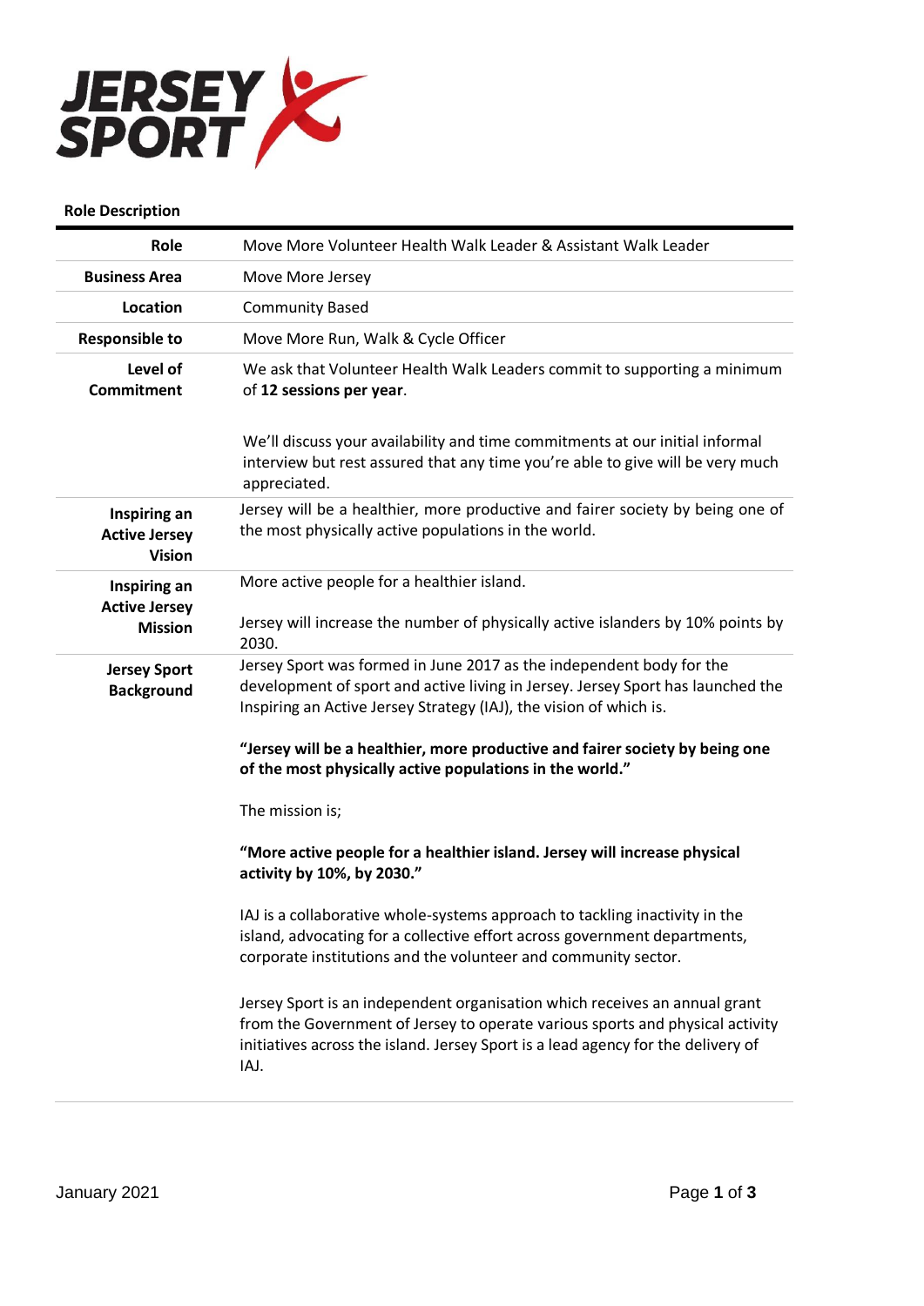JERSEY SPORT

**Role Description**

| | |
|---|---|
| **Role** | Move More Volunteer Health Walk Leader & Assistant Walk Leader |
| **Business Area** | Move More Jersey |
| **Location** | Community Based |
| **Responsible to** | Move More Run, Walk & Cycle Officer |
| **Level of Commitment** | We ask that Volunteer Health Walk Leaders commit to supporting a minimum of **12 sessions per year**.<br><br>We'll discuss your availability and time commitments at our initial informal interview but rest assured that any time you're able to give will be very much appreciated. |
| **Inspiring an Active Jersey Vision** | Jersey will be a healthier, more productive and fairer society by being one of the most physically active populations in the world. |
| **Inspiring an Active Jersey Mission** | More active people for a healthier island.<br><br>Jersey will increase the number of physically active islanders by 10% points by 2030. |
| **Jersey Sport Background** | Jersey Sport was formed in June 2017 as the independent body for the development of sport and active living in Jersey. Jersey Sport has launched the Inspiring an Active Jersey Strategy (IAJ), the vision of which is.<br><br>**"Jersey will be a healthier, more productive and fairer society by being one of the most physically active populations in the world."**<br><br>The mission is;<br><br>**"More active people for a healthier island. Jersey will increase physical activity by 10%, by 2030."**<br><br>IAJ is a collaborative whole-systems approach to tackling inactivity in the island, advocating for a collective effort across government departments, corporate institutions and the volunteer and community sector.<br><br>Jersey Sport is an independent organisation which receives an annual grant from the Government of Jersey to operate various sports and physical activity initiatives across the island. Jersey Sport is a lead agency for the delivery of IAJ. |

January 2021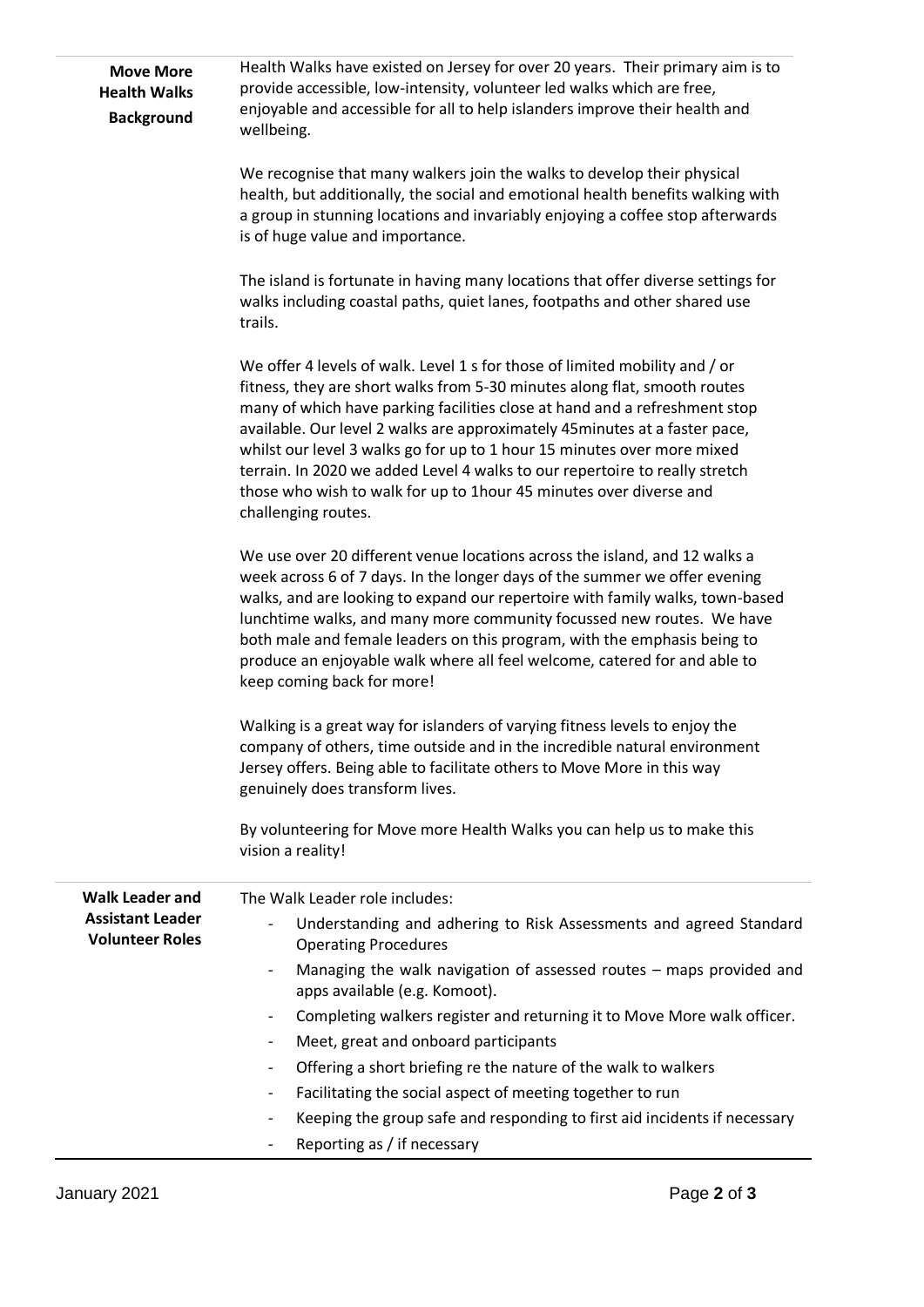**Move More Health Walks Background**

Health Walks have existed on Jersey for over 20 years. Their primary aim is to provide accessible, low-intensity, volunteer led walks which are free, enjoyable and accessible for all to help islanders improve their health and wellbeing.

We recognise that many walkers join the walks to develop their physical health, but additionally, the social and emotional health benefits walking with a group in stunning locations and invariably enjoying a coffee stop afterwards is of huge value and importance.

The island is fortunate in having many locations that offer diverse settings for walks including coastal paths, quiet lanes, footpaths and other shared use trails.

We offer 4 levels of walk. Level 1 s for those of limited mobility and / or fitness, they are short walks from 5-30 minutes along flat, smooth routes many of which have parking facilities close at hand and a refreshment stop available. Our level 2 walks are approximately 45minutes at a faster pace, whilst our level 3 walks go for up to 1 hour 15 minutes over more mixed terrain. In 2020 we added Level 4 walks to our repertoire to really stretch those who wish to walk for up to 1hour 45 minutes over diverse and challenging routes.

We use over 20 different venue locations across the island, and 12 walks a week across 6 of 7 days. In the longer days of the summer we offer evening walks, and are looking to expand our repertoire with family walks, town-based lunchtime walks, and many more community focussed new routes. We have both male and female leaders on this program, with the emphasis being to produce an enjoyable walk where all feel welcome, catered for and able to keep coming back for more!

Walking is a great way for islanders of varying fitness levels to enjoy the company of others, time outside and in the incredible natural environment Jersey offers. Being able to facilitate others to Move More in this way genuinely does transform lives.

By volunteering for Move more Health Walks you can help us to make this vision a reality!

**Walk Leader and Assistant Leader Volunteer Roles**

The Walk Leader role includes:

- Understanding and adhering to Risk Assessments and agreed Standard Operating Procedures
- Managing the walk navigation of assessed routes – maps provided and apps available (e.g. Komoot).
- Completing walkers register and returning it to Move More walk officer.
- Meet, great and onboard participants
- Offering a short briefing re the nature of the walk to walkers
- Facilitating the social aspect of meeting together to run
- Keeping the group safe and responding to first aid incidents if necessary
- Reporting as / if necessary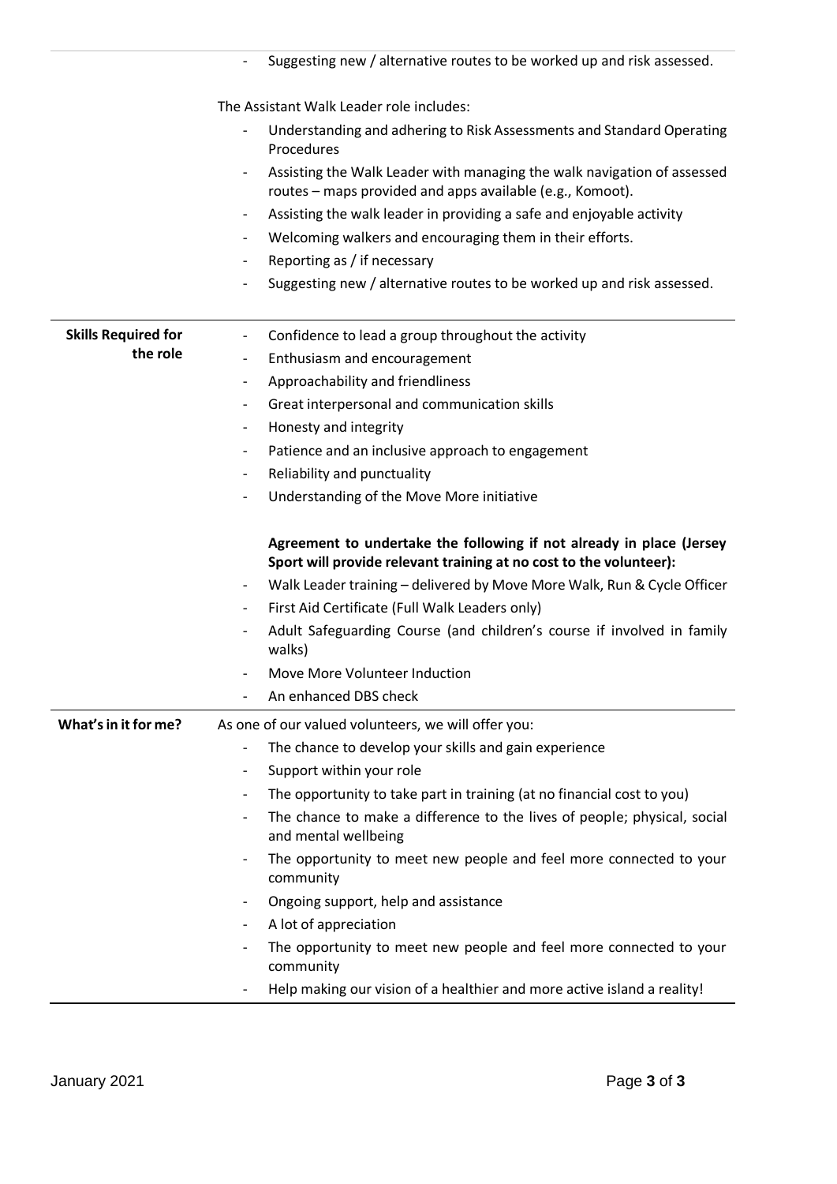| | |
|---|---|
| | - Suggesting new / alternative routes to be worked up and risk assessed.<br><br>The Assistant Walk Leader role includes:<br>- Understanding and adhering to Risk Assessments and Standard Operating Procedures<br>- Assisting the Walk Leader with managing the walk navigation of assessed routes – maps provided and apps available (e.g., Komoot).<br>- Assisting the walk leader in providing a safe and enjoyable activity<br>- Welcoming walkers and encouraging them in their efforts.<br>- Reporting as / if necessary<br>- Suggesting new / alternative routes to be worked up and risk assessed. |
| **Skills Required for the role** | - Confidence to lead a group throughout the activity<br>- Enthusiasm and encouragement<br>- Approachability and friendliness<br>- Great interpersonal and communication skills<br>- Honesty and integrity<br>- Patience and an inclusive approach to engagement<br>- Reliability and punctuality<br>- Understanding of the Move More initiative<br><br>**Agreement to undertake the following if not already in place (Jersey Sport will provide relevant training at no cost to the volunteer):**<br>- Walk Leader training – delivered by Move More Walk, Run & Cycle Officer<br>- First Aid Certificate (Full Walk Leaders only)<br>- Adult Safeguarding Course (and children's course if involved in family walks)<br>- Move More Volunteer Induction<br>- An enhanced DBS check |
| **What's in it for me?** | As one of our valued volunteers, we will offer you:<br>- The chance to develop your skills and gain experience<br>- Support within your role<br>- The opportunity to take part in training (at no financial cost to you)<br>- The chance to make a difference to the lives of people; physical, social and mental wellbeing<br>- The opportunity to meet new people and feel more connected to your community<br>- Ongoing support, help and assistance<br>- A lot of appreciation<br>- The opportunity to meet new people and feel more connected to your community<br>- Help making our vision of a healthier and more active island a reality! |

January 2021